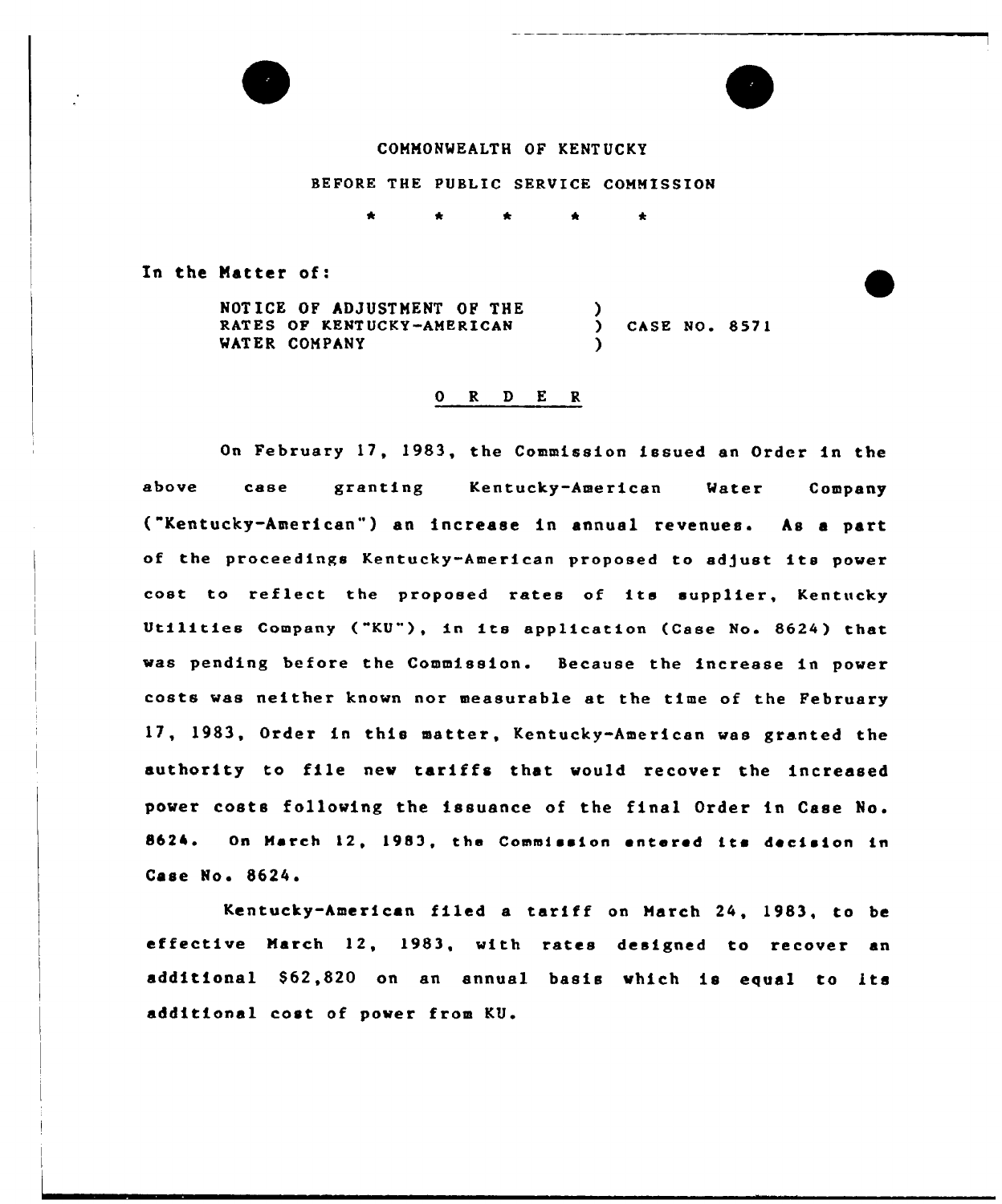COMMONWEALTH OF KENTUCKY

BEFORE THE PUBLIC SERVICE COMMISSION

\* \* \* \* \*

In the Matter of:

NOTICE OF ADJUSTMENT OF THE RATES OF KENTUCKY-AMERICAN WATER COMPANY ) CASE NO. 8571

## O R D E R

On February 17, 1983, the Commission issued an Order in the above case granting Kentucky-American Water Company ("Kentucky-American") an increase in annual revenues. As a part of the proceedings Kentucky-American proposed to adjust its power cost to reflect the proposed rates of its supplier, Kentucky Utilities Company ("KU"), in its application (Case No. 8624) that was pending before the Commission. Because the increase in power costs was neither known nor measurable at the time of the February 17, 1983, Order in this matter, Kentucky-American was granted the authority to file new tariffs that would recover the increased power costs following the issuance of the final Order in Case No. 8624. On March 12, 1983, the Commission entered its decision in Case No. 8624.

Kentucky-American filed a tariff on March 24, 1983, to be effective March 12, 1983, with rates designed to recover an additional $62,820 on an annual basis which is equal to its additional cost of power from KU.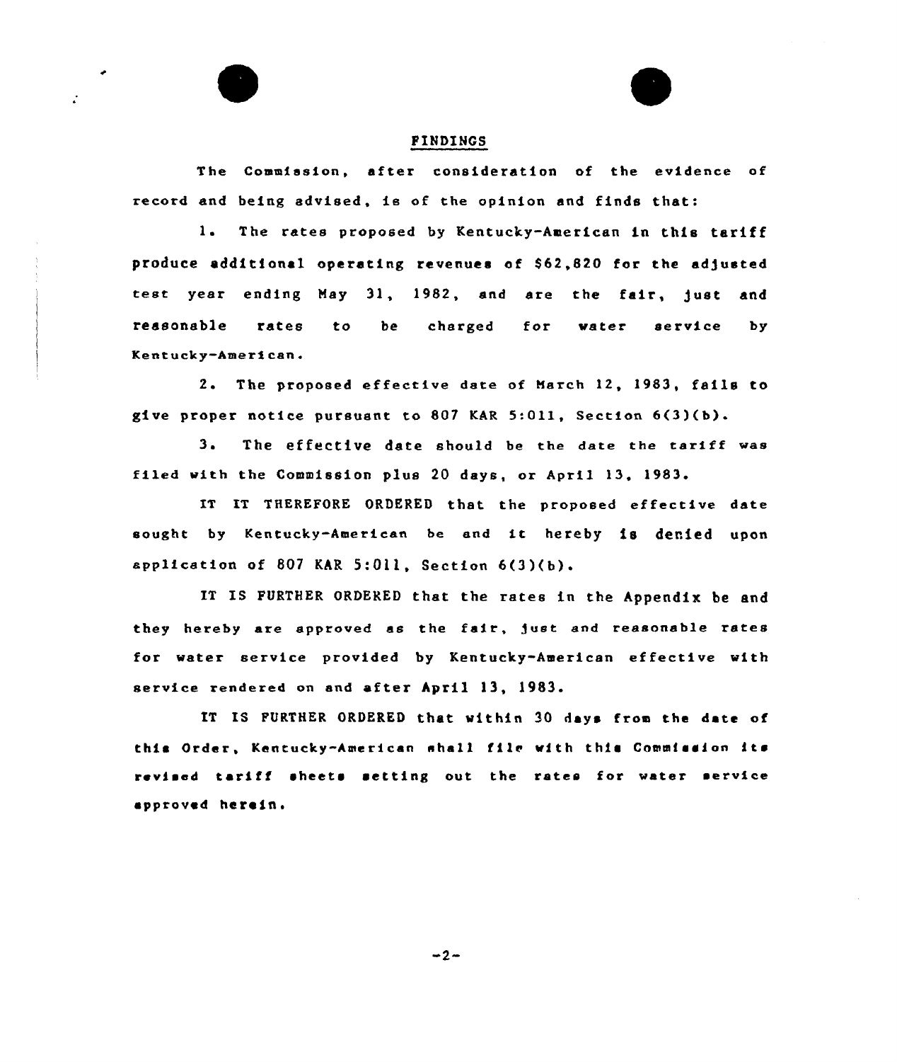## FINDINGS

The Commission, after consideration of the evidence of record and being advised, is of the opinion and finds that:

1. The rates proposed by Kentucky-American in this tariff produce additional operating revenues of $62,820 for the adjusted test year ending May 31, 1982, and are the fair, just and reasonable rates to be charged for water service by Kentucky-American.

2. The proposed effective date of March 12, 1983, fails to give proper notice pursuant to 807 KAR 5:011, Section 6(3)(b).

3. The effective date should be the date the tariff was filed with the Commission plus 20 days, or April 13, 1983.

IT IT THEREFORE ORDERED that the proposed effective date sought by Kentucky-American be and it hereby is denied upon application of 807 KAR 5:011, Section 6(3)(b).

IT IS FURTHER ORDERED that the rates in the Appendix be and they hereby are approved as the fair, just and reasonable rates for water service provided by Kentucky-American effective with service rendered on and after April 13, 1983.

IT IS FURTHER ORDERED that within 30 days from the date of this Order, Kentucky-American shall file with this Commission its revised tariff sheets setting out the rates for water service approved herein.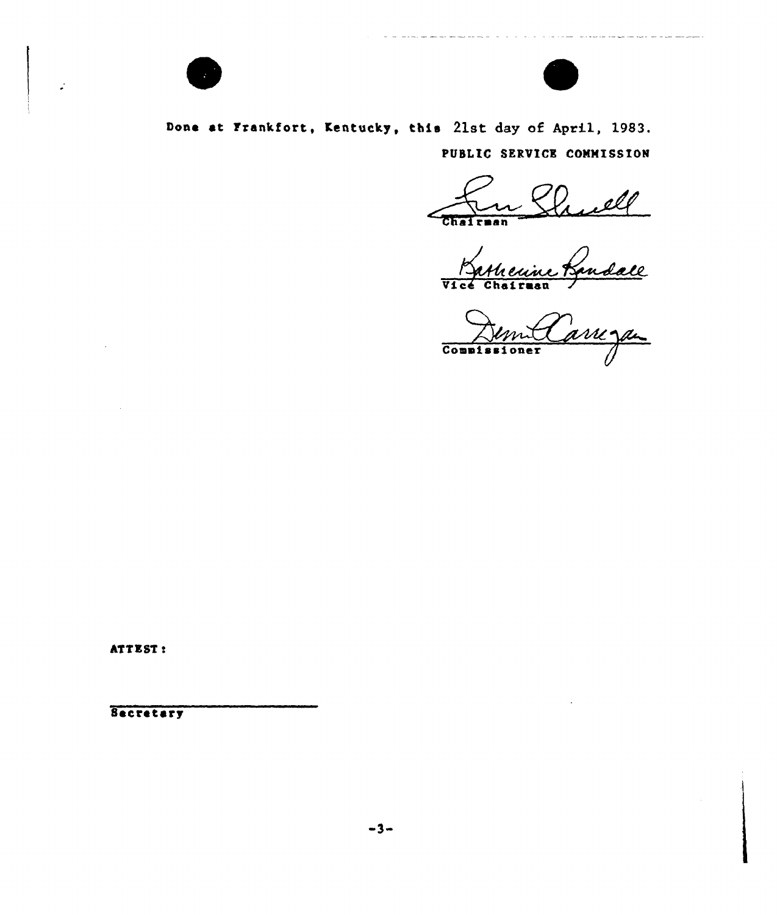Done at Frankfort, Kentucky, this 21st day of April, 1983.

PUBLIC SERVICE COMMISSION

Chairman

Vice Chairman

Commissioner

ATTEST:

Secretary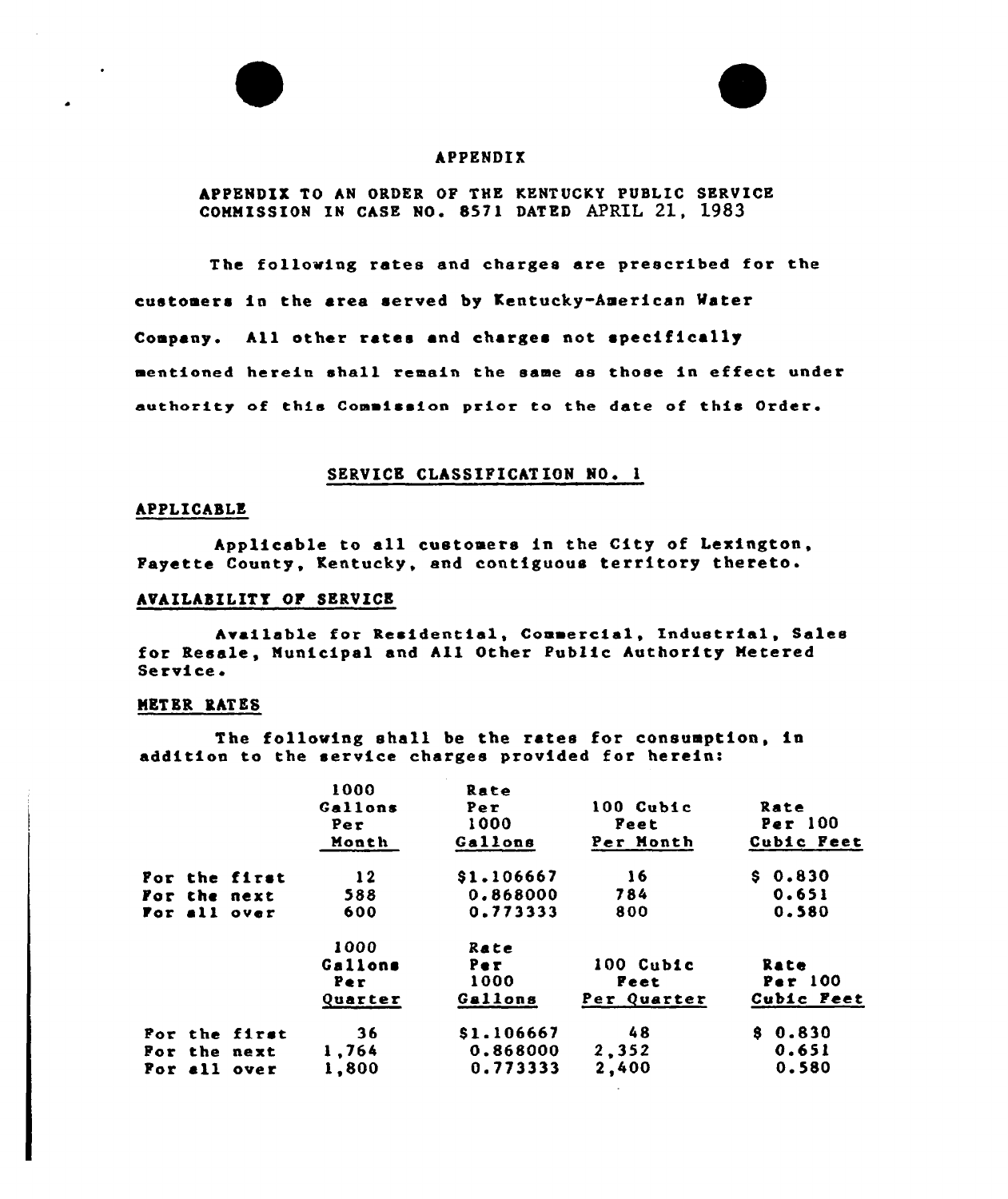# APPENDIX

APPENDIX TO AN ORDER OF THE KENTUCKY PUBLIC SERVICE COMMISSION IN CASE NO. 8571 DATED APRIL 21, 1983

The following rates and charges are prescribed for the customers in the area served by Kentucky-American Water Company. All other rates and charges not specifically mentioned herein shall remain the same as those in effect under authority of this Commission prior to the date of this Order.

## SERVICE CLASSIFICATION NO. 1

### APPLICABLE

Applicable to all customers in the City of Lexington, Fayette County, Kentucky, and contiguous territory thereto.

### AVAILABILITY OF SERVICE

Available for Residential, Commercial, Industrial, Sales for Resale, Municipal and All Other Public Authority Metered Service.

### METER RATES

The following shall be the rates for consumption, in addition to the service charges provided for herein:

| | 1000 Gallons Per Month | Rate Per 1000 Gallons | 100 Cubic Feet Per Month | Rate Per 100 Cubic Feet |
|---|---|---|---|---|
| For the first | 12 | $1.106667 | 16 | $ 0.830 |
| For the next | 588 | 0.868000 | 784 | 0.651 |
| For all over | 600 | 0.773333 | 800 | 0.580 |

| | 1000 Gallons Per Quarter | Rate Per 1000 Gallons | 100 Cubic Feet Per Quarter | Rate Per 100 Cubic Feet |
|---|---|---|---|---|
| For the first | 36 | $1.106667 | 48 | $ 0.830 |
| For the next | 1,764 | 0.868000 | 2,352 | 0.651 |
| For all over | 1,800 | 0.773333 | 2,400 | 0.580 |